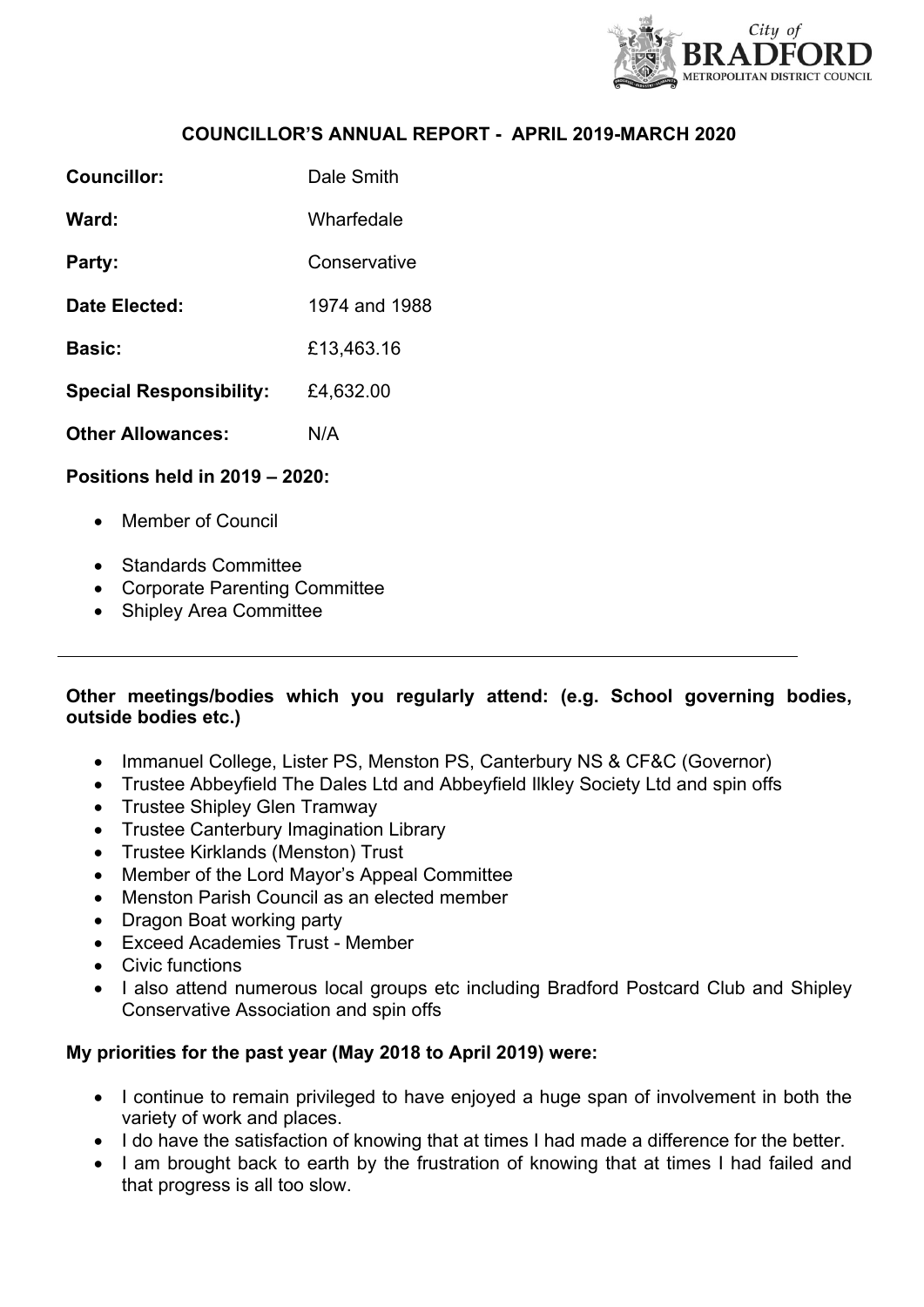# COUNCILLOR'S ANNUAL REPORT - APRIL 2019-MARCH 2020

**Councillor:** Dale Smith

**Ward:** Wharfedale

**Party:** Conservative

**Date Elected:** 1974 and 1988

**Basic:** £13,463.16

**Special Responsibility:** £4,632.00

**Other Allowances:** N/A

**Positions held in 2019 – 2020:**

- Member of Council
- Standards Committee
- Corporate Parenting Committee
- Shipley Area Committee

---

**Other meetings/bodies which you regularly attend: (e.g. School governing bodies, outside bodies etc.)**

- Immanuel College, Lister PS, Menston PS, Canterbury NS & CF&C (Governor)
- Trustee Abbeyfield The Dales Ltd and Abbeyfield Ilkley Society Ltd and spin offs
- Trustee Shipley Glen Tramway
- Trustee Canterbury Imagination Library
- Trustee Kirklands (Menston) Trust
- Member of the Lord Mayor's Appeal Committee
- Menston Parish Council as an elected member
- Dragon Boat working party
- Exceed Academies Trust - Member
- Civic functions
- I also attend numerous local groups etc including Bradford Postcard Club and Shipley Conservative Association and spin offs

**My priorities for the past year (May 2018 to April 2019) were:**

- I continue to remain privileged to have enjoyed a huge span of involvement in both the variety of work and places.
- I do have the satisfaction of knowing that at times I had made a difference for the better.
- I am brought back to earth by the frustration of knowing that at times I had failed and that progress is all too slow.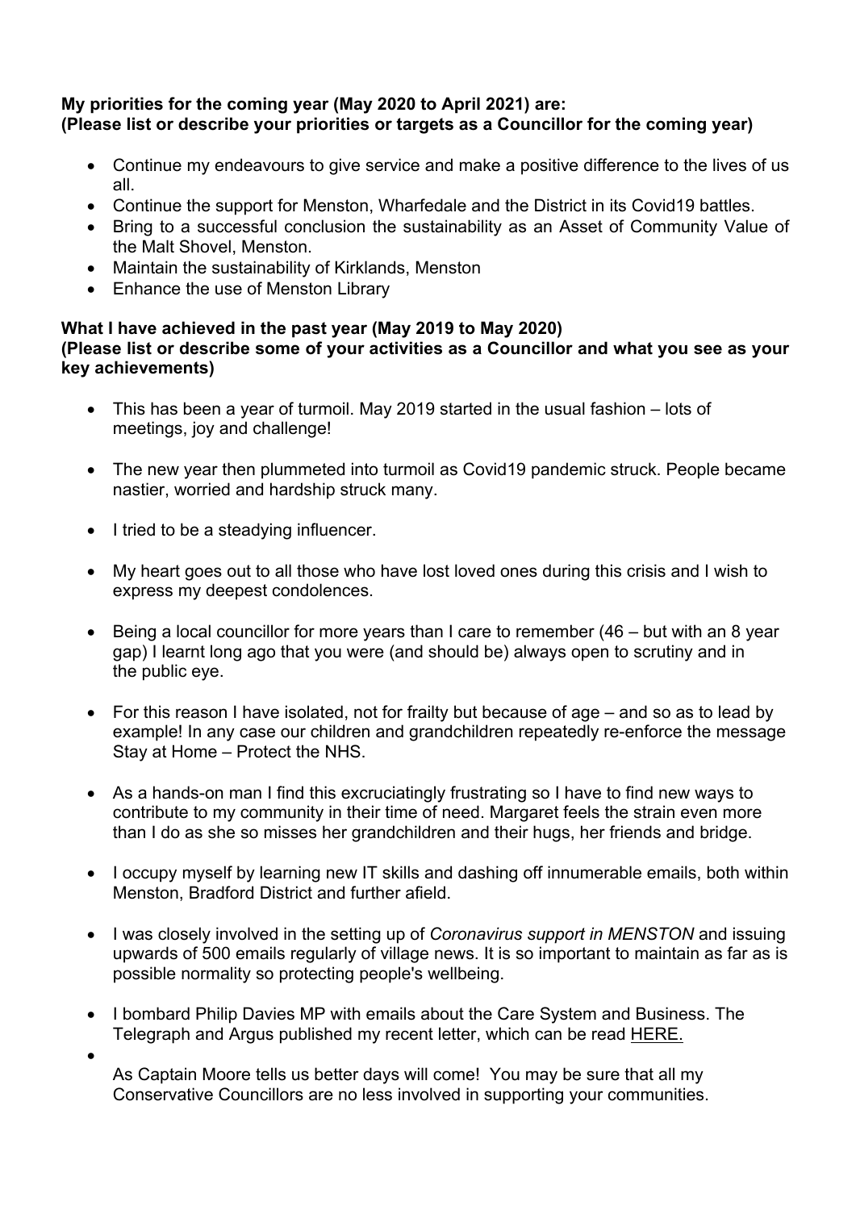**My priorities for the coming year (May 2020 to April 2021) are:**
**(Please list or describe your priorities or targets as a Councillor for the coming year)**

- Continue my endeavours to give service and make a positive difference to the lives of us all.
- Continue the support for Menston, Wharfedale and the District in its Covid19 battles.
- Bring to a successful conclusion the sustainability as an Asset of Community Value of the Malt Shovel, Menston.
- Maintain the sustainability of Kirklands, Menston
- Enhance the use of Menston Library

**What I have achieved in the past year (May 2019 to May 2020)**
**(Please list or describe some of your activities as a Councillor and what you see as your key achievements)**

- This has been a year of turmoil. May 2019 started in the usual fashion – lots of meetings, joy and challenge!

- The new year then plummeted into turmoil as Covid19 pandemic struck. People became nastier, worried and hardship struck many.

- I tried to be a steadying influencer.

- My heart goes out to all those who have lost loved ones during this crisis and I wish to express my deepest condolences.

- Being a local councillor for more years than I care to remember (46 – but with an 8 year gap) I learnt long ago that you were (and should be) always open to scrutiny and in the public eye.

- For this reason I have isolated, not for frailty but because of age – and so as to lead by example! In any case our children and grandchildren repeatedly re-enforce the message Stay at Home – Protect the NHS.

- As a hands-on man I find this excruciatingly frustrating so I have to find new ways to contribute to my community in their time of need. Margaret feels the strain even more than I do as she so misses her grandchildren and their hugs, her friends and bridge.

- I occupy myself by learning new IT skills and dashing off innumerable emails, both within Menston, Bradford District and further afield.

- I was closely involved in the setting up of *Coronavirus support in MENSTON* and issuing upwards of 500 emails regularly of village news. It is so important to maintain as far as is possible normality so protecting people's wellbeing.

- I bombard Philip Davies MP with emails about the Care System and Business. The Telegraph and Argus published my recent letter, which can be read HERE.

- As Captain Moore tells us better days will come! You may be sure that all my Conservative Councillors are no less involved in supporting your communities.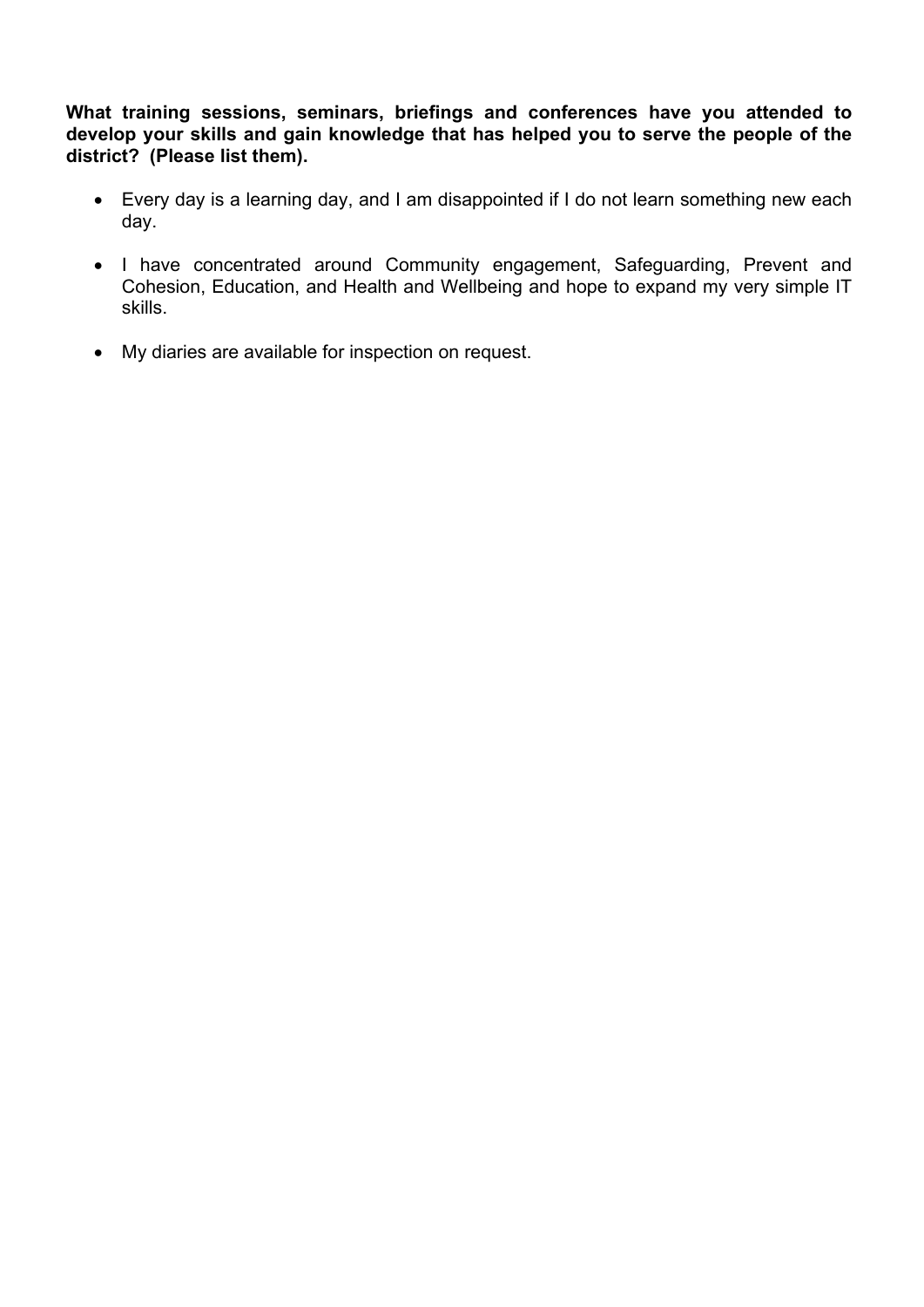**What training sessions, seminars, briefings and conferences have you attended to develop your skills and gain knowledge that has helped you to serve the people of the district? (Please list them).**

- Every day is a learning day, and I am disappointed if I do not learn something new each day.
- I have concentrated around Community engagement, Safeguarding, Prevent and Cohesion, Education, and Health and Wellbeing and hope to expand my very simple IT skills.
- My diaries are available for inspection on request.